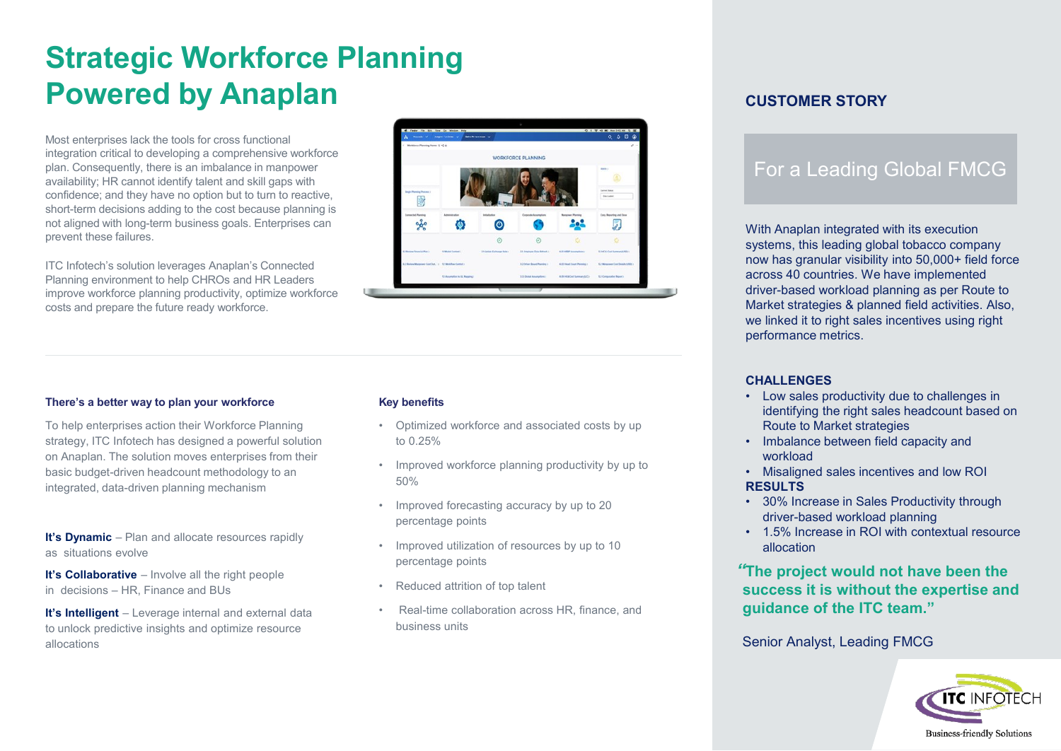# Strategic Workforce Planning Powered by Anaplan

Most enterprises lack the tools for cross functional integration critical to developing a comprehensive workforce plan. Consequently, there is an imbalance in manpower availability; HR cannot identify talent and skill gaps with confidence; and they have no option but to turn to reactive, short-term decisions adding to the cost because planning is not aligned with long-term business goals. Enterprises can prevent these failures.

ITC Infotech's solution leverages Anaplan's Connected Planning environment to help CHROs and HR Leaders improve workforce planning productivity, optimize workforce costs and prepare the future ready workforce.

### There's a better way to plan your workforce

To help enterprises action their Workforce Planning strategy, ITC Infotech has designed a powerful solution on Anaplan. The solution moves enterprises from their basic budget-driven headcount methodology to an integrated, data-driven planning mechanism

**It's Dynamic** – Plan and allocate resources rapidly as situations evolve

**It's Collaborative** – Involve all the right people in decisions – HR, Finance and BUs

**It's Intelligent** – Leverage internal and external data to unlock predictive insights and optimize resource allocations

### Key benefits

- Optimized workforce and associated costs by up to 0.25%
- Improved workforce planning productivity by up to 50%
- Improved forecasting accuracy by up to 20 percentage points
- Improved utilization of resources by up to 10 percentage points
- Reduced attrition of top talent
- Real-time collaboration across HR, finance, and business units

## CUSTOMER STORY

### For a Leading Global FMCG

With Anaplan integrated with its execution systems, this leading global tobacco company now has granular visibility into 50,000+ field force across 40 countries. We have implemented driver-based workload planning as per Route to Market strategies & planned field activities. Also, we linked it to right sales incentives using right performance metrics.

### CHALLENGES

- Low sales productivity due to challenges in identifying the right sales headcount based on Route to Market strategies
- Imbalance between field capacity and workload
- Misaligned sales incentives and low ROI

### RESULTS

- 30% Increase in Sales Productivity through driver-based workload planning
- 1.5% Increase in ROI with contextual resource allocation

**"The project would not have been the success it is without the expertise and guidance of the ITC team."**

Senior Analyst, Leading FMCG

ITC INFOTECH
Business-friendly Solutions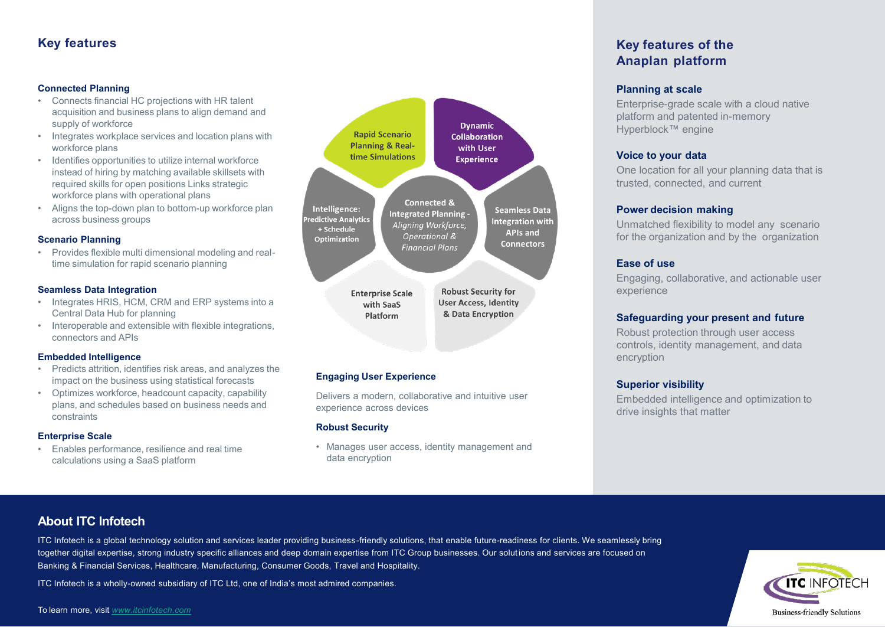## Key features

### Connected Planning

- Connects financial HC projections with HR talent acquisition and business plans to align demand and supply of workforce
- Integrates workplace services and location plans with workforce plans
- Identifies opportunities to utilize internal workforce instead of hiring by matching available skillsets with required skills for open positions Links strategic workforce plans with operational plans
- Aligns the top-down plan to bottom-up workforce plan across business groups

### Scenario Planning

- Provides flexible multi dimensional modeling and real-time simulation for rapid scenario planning

### Seamless Data Integration

- Integrates HRIS, HCM, CRM and ERP systems into a Central Data Hub for planning
- Interoperable and extensible with flexible integrations, connectors and APIs

### Embedded Intelligence

- Predicts attrition, identifies risk areas, and analyzes the impact on the business using statistical forecasts
- Optimizes workforce, headcount capacity, capability plans, and schedules based on business needs and constraints

### Enterprise Scale

- Enables performance, resilience and real time calculations using a SaaS platform

Rapid Scenario Planning & Real-time Simulations

Dynamic Collaboration with User Experience

Intelligence: Predictive Analytics + Schedule Optimization

Connected & Integrated Planning - *Aligning Workforce, Operational & Financial Plans*

Seamless Data Integration with APIs and Connectors

Enterprise Scale with SaaS Platform

Robust Security for User Access, Identity & Data Encryption

### Engaging User Experience

Delivers a modern, collaborative and intuitive user experience across devices

### Robust Security

- Manages user access, identity management and data encryption

## Key features of the Anaplan platform

### Planning at scale

Enterprise-grade scale with a cloud native platform and patented in-memory Hyperblock™ engine

### Voice to your data

One location for all your planning data that is trusted, connected, and current

### Power decision making

Unmatched flexibility to model any scenario for the organization and by the organization

### Ease of use

Engaging, collaborative, and actionable user experience

### Safeguarding your present and future

Robust protection through user access controls, identity management, and data encryption

### Superior visibility

Embedded intelligence and optimization to drive insights that matter

## About ITC Infotech

ITC Infotech is a global technology solution and services leader providing business-friendly solutions, that enable future-readiness for clients. We seamlessly bring together digital expertise, strong industry specific alliances and deep domain expertise from ITC Group businesses. Our solutions and services are focused on Banking & Financial Services, Healthcare, Manufacturing, Consumer Goods, Travel and Hospitality.

ITC Infotech is a wholly-owned subsidiary of ITC Ltd, one of India's most admired companies.

To learn more, visit www.itcinfotech.com

ITC INFOTECH

Business-friendly Solutions